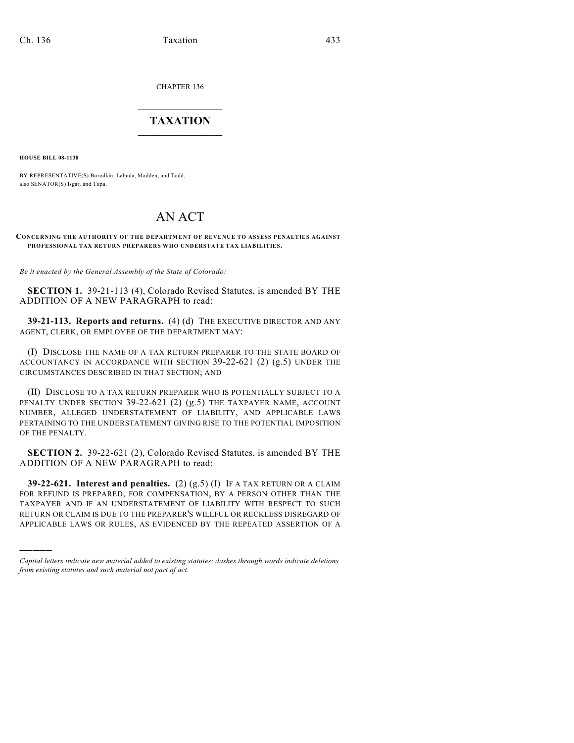CHAPTER 136

# TAXATION

**HOUSE BILL 08-1138**

BY REPRESENTATIVE(S) Borodkin, Labuda, Madden, and Todd; also SENATOR(S) Isgar, and Tupa.

# AN ACT

**CONCERNING THE AUTHORITY OF THE DEPARTMENT OF REVENUE TO ASSESS PENALTIES AGAINST PROFESSIONAL TAX RETURN PREPARERS WHO UNDERSTATE TAX LIABILITIES.**

*Be it enacted by the General Assembly of the State of Colorado:*

**SECTION 1.** 39-21-113 (4), Colorado Revised Statutes, is amended BY THE ADDITION OF A NEW PARAGRAPH to read:

**39-21-113. Reports and returns.** (4) (d) THE EXECUTIVE DIRECTOR AND ANY AGENT, CLERK, OR EMPLOYEE OF THE DEPARTMENT MAY:

(I) DISCLOSE THE NAME OF A TAX RETURN PREPARER TO THE STATE BOARD OF ACCOUNTANCY IN ACCORDANCE WITH SECTION 39-22-621 (2) (g.5) UNDER THE CIRCUMSTANCES DESCRIBED IN THAT SECTION; AND

(II) DISCLOSE TO A TAX RETURN PREPARER WHO IS POTENTIALLY SUBJECT TO A PENALTY UNDER SECTION 39-22-621 (2) (g.5) THE TAXPAYER NAME, ACCOUNT NUMBER, ALLEGED UNDERSTATEMENT OF LIABILITY, AND APPLICABLE LAWS PERTAINING TO THE UNDERSTATEMENT GIVING RISE TO THE POTENTIAL IMPOSITION OF THE PENALTY.

**SECTION 2.** 39-22-621 (2), Colorado Revised Statutes, is amended BY THE ADDITION OF A NEW PARAGRAPH to read:

**39-22-621. Interest and penalties.** (2) (g.5) (I) IF A TAX RETURN OR A CLAIM FOR REFUND IS PREPARED, FOR COMPENSATION, BY A PERSON OTHER THAN THE TAXPAYER AND IF AN UNDERSTATEMENT OF LIABILITY WITH RESPECT TO SUCH RETURN OR CLAIM IS DUE TO THE PREPARER'S WILLFUL OR RECKLESS DISREGARD OF APPLICABLE LAWS OR RULES, AS EVIDENCED BY THE REPEATED ASSERTION OF A

---

*Capital letters indicate new material added to existing statutes; dashes through words indicate deletions from existing statutes and such material not part of act.*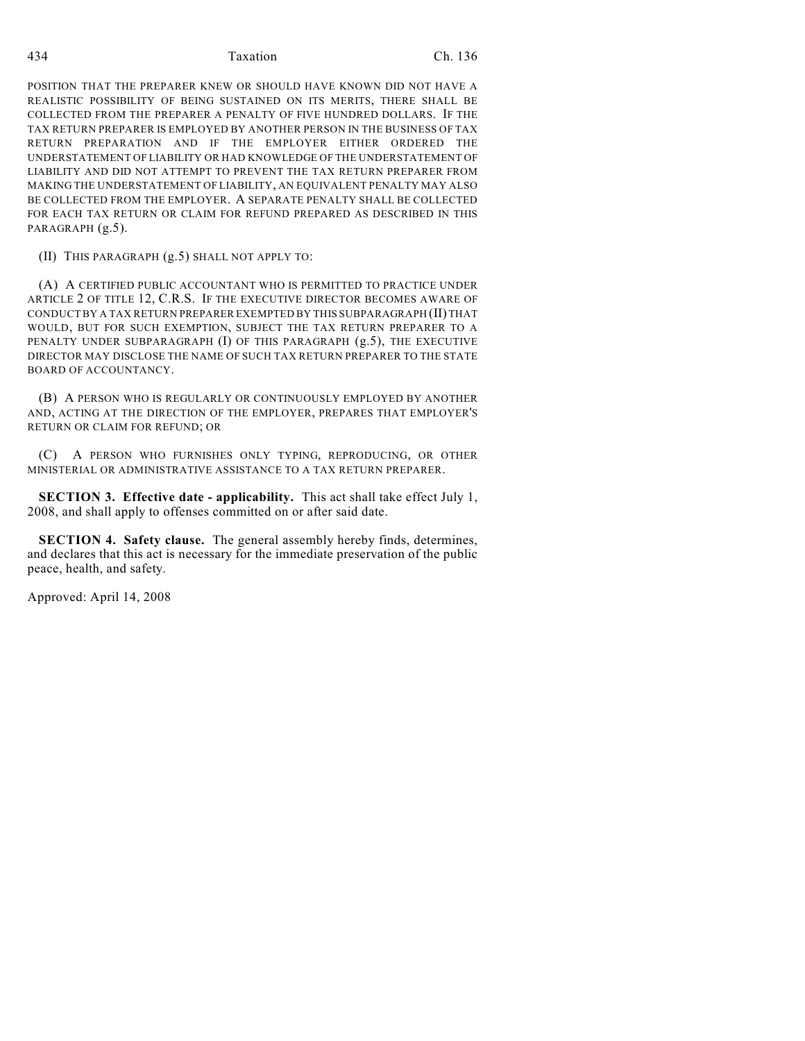POSITION THAT THE PREPARER KNEW OR SHOULD HAVE KNOWN DID NOT HAVE A REALISTIC POSSIBILITY OF BEING SUSTAINED ON ITS MERITS, THERE SHALL BE COLLECTED FROM THE PREPARER A PENALTY OF FIVE HUNDRED DOLLARS. IF THE TAX RETURN PREPARER IS EMPLOYED BY ANOTHER PERSON IN THE BUSINESS OF TAX RETURN PREPARATION AND IF THE EMPLOYER EITHER ORDERED THE UNDERSTATEMENT OF LIABILITY OR HAD KNOWLEDGE OF THE UNDERSTATEMENT OF LIABILITY AND DID NOT ATTEMPT TO PREVENT THE TAX RETURN PREPARER FROM MAKING THE UNDERSTATEMENT OF LIABILITY, AN EQUIVALENT PENALTY MAY ALSO BE COLLECTED FROM THE EMPLOYER. A SEPARATE PENALTY SHALL BE COLLECTED FOR EACH TAX RETURN OR CLAIM FOR REFUND PREPARED AS DESCRIBED IN THIS PARAGRAPH (g.5).

(II) THIS PARAGRAPH (g.5) SHALL NOT APPLY TO:

(A) A CERTIFIED PUBLIC ACCOUNTANT WHO IS PERMITTED TO PRACTICE UNDER ARTICLE 2 OF TITLE 12, C.R.S. IF THE EXECUTIVE DIRECTOR BECOMES AWARE OF CONDUCT BY A TAX RETURN PREPARER EXEMPTED BY THIS SUBPARAGRAPH (II) THAT WOULD, BUT FOR SUCH EXEMPTION, SUBJECT THE TAX RETURN PREPARER TO A PENALTY UNDER SUBPARAGRAPH (I) OF THIS PARAGRAPH (g.5), THE EXECUTIVE DIRECTOR MAY DISCLOSE THE NAME OF SUCH TAX RETURN PREPARER TO THE STATE BOARD OF ACCOUNTANCY.

(B) A PERSON WHO IS REGULARLY OR CONTINUOUSLY EMPLOYED BY ANOTHER AND, ACTING AT THE DIRECTION OF THE EMPLOYER, PREPARES THAT EMPLOYER'S RETURN OR CLAIM FOR REFUND; OR

(C) A PERSON WHO FURNISHES ONLY TYPING, REPRODUCING, OR OTHER MINISTERIAL OR ADMINISTRATIVE ASSISTANCE TO A TAX RETURN PREPARER.

**SECTION 3. Effective date - applicability.** This act shall take effect July 1, 2008, and shall apply to offenses committed on or after said date.

**SECTION 4. Safety clause.** The general assembly hereby finds, determines, and declares that this act is necessary for the immediate preservation of the public peace, health, and safety.

Approved: April 14, 2008